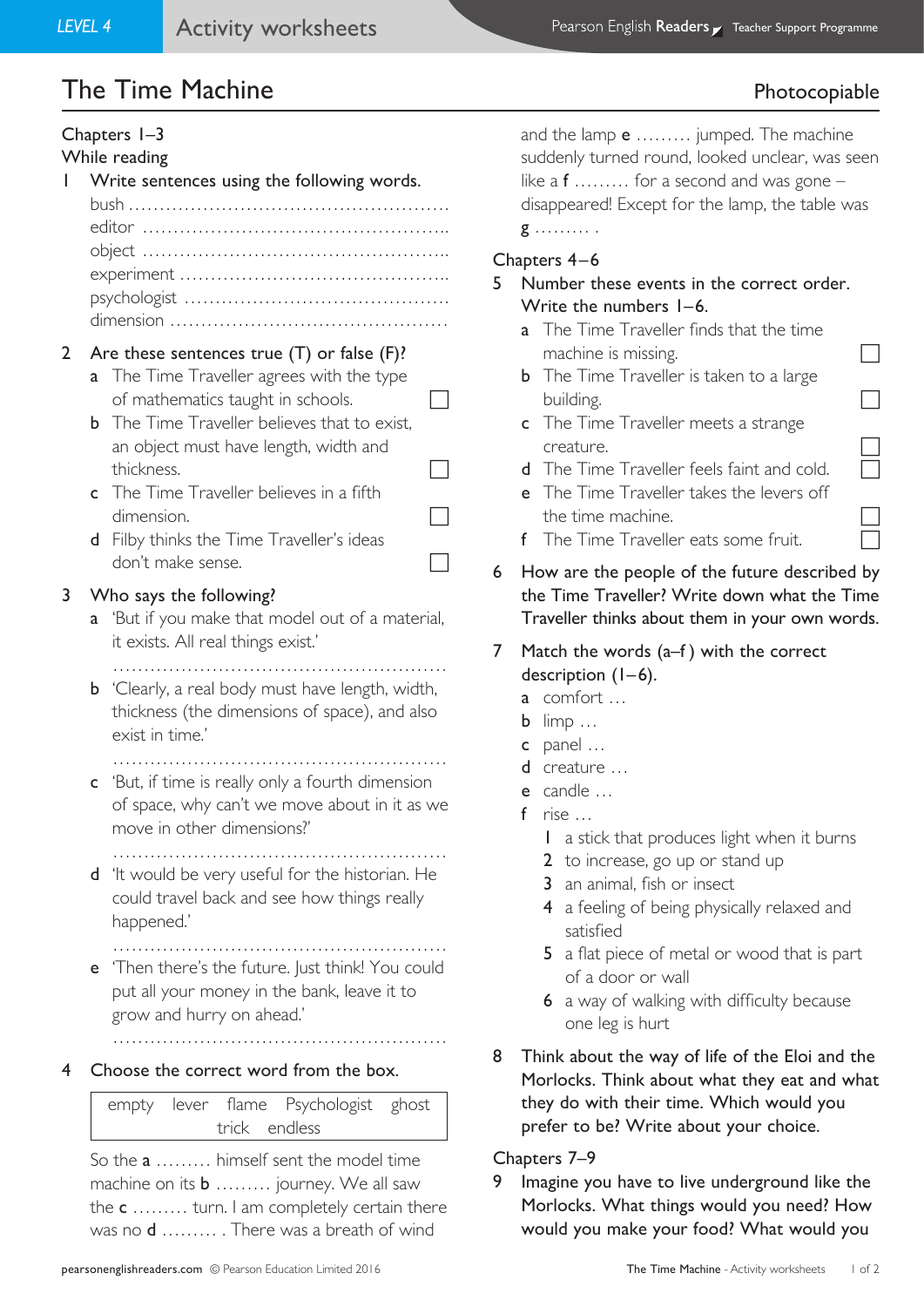# The Time Machine

Photocopiable

## Chapters 1–3

### While reading

1 Write sentences using the following words.

bush ………………………………………………

editor ……………………………………………

object ……………………………………………

experiment ………………………………………

psychologist ……………………………………

dimension ………………………………………

2 Are these sentences true (T) or false (F)?

**a** The Time Traveller agrees with the type of mathematics taught in schools. ☐

**b** The Time Traveller believes that to exist, an object must have length, width and thickness. ☐

**c** The Time Traveller believes in a fifth dimension. ☐

**d** Filby thinks the Time Traveller's ideas don't make sense. ☐

3 Who says the following?

**a** 'But if you make that model out of a material, it exists. All real things exist.'

……………………………………………………

**b** 'Clearly, a real body must have length, width, thickness (the dimensions of space), and also exist in time.'

……………………………………………………

**c** 'But, if time is really only a fourth dimension of space, why can't we move about in it as we move in other dimensions?'

……………………………………………………

**d** 'It would be very useful for the historian. He could travel back and see how things really happened.'

……………………………………………………

**e** 'Then there's the future. Just think! You could put all your money in the bank, leave it to grow and hurry on ahead.'

……………………………………………………

4 Choose the correct word from the box.

| empty lever flame Psychologist ghost trick endless |
|---|

So the **a** ……… himself sent the model time machine on its **b** ……… journey. We all saw the **c** ……… turn. I am completely certain there was no **d** ……… . There was a breath of wind and the lamp **e** ……… jumped. The machine suddenly turned round, looked unclear, was seen like a **f** ……… for a second and was gone – disappeared! Except for the lamp, the table was **g** ……… .

## Chapters 4–6

5 Number these events in the correct order. Write the numbers 1–6.

**a** The Time Traveller finds that the time machine is missing. ☐

**b** The Time Traveller is taken to a large building. ☐

**c** The Time Traveller meets a strange creature. ☐

**d** The Time Traveller feels faint and cold. ☐

**e** The Time Traveller takes the levers off the time machine. ☐

**f** The Time Traveller eats some fruit. ☐

6 How are the people of the future described by the Time Traveller? Write down what the Time Traveller thinks about them in your own words.

7 Match the words (a–f) with the correct description (1–6).

**a** comfort …

**b** limp …

**c** panel …

**d** creature …

**e** candle …

**f** rise …

1 a stick that produces light when it burns

2 to increase, go up or stand up

3 an animal, fish or insect

4 a feeling of being physically relaxed and satisfied

5 a flat piece of metal or wood that is part of a door or wall

6 a way of walking with difficulty because one leg is hurt

8 Think about the way of life of the Eloi and the Morlocks. Think about what they eat and what they do with their time. Which would you prefer to be? Write about your choice.

## Chapters 7–9

9 Imagine you have to live underground like the Morlocks. What things would you need? How would you make your food? What would you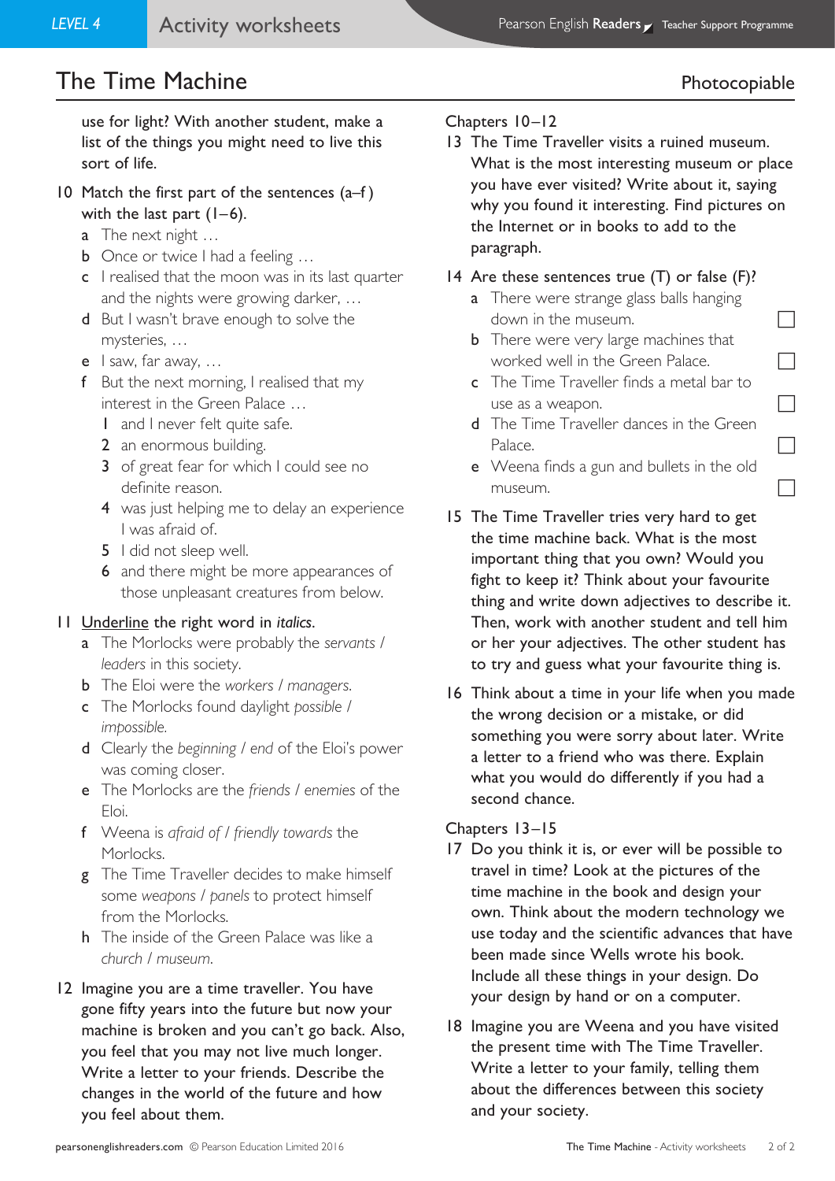# The Time Machine

Photocopiable

use for light? With another student, make a list of the things you might need to live this sort of life.

10 Match the first part of the sentences (a–f) with the last part (1–6).

- **a** The next night …
- **b** Once or twice I had a feeling …
- **c** I realised that the moon was in its last quarter and the nights were growing darker, …
- **d** But I wasn't brave enough to solve the mysteries, …
- **e** I saw, far away, …
- **f** But the next morning, I realised that my interest in the Green Palace …

1. and I never felt quite safe.
2. an enormous building.
3. of great fear for which I could see no definite reason.
4. was just helping me to delay an experience I was afraid of.
5. I did not sleep well.
6. and there might be more appearances of those unpleasant creatures from below.

11 Underline the right word in *italics*.

- **a** The Morlocks were probably the *servants / leaders* in this society.
- **b** The Eloi were the *workers / managers*.
- **c** The Morlocks found daylight *possible / impossible*.
- **d** Clearly the *beginning / end* of the Eloi's power was coming closer.
- **e** The Morlocks are the *friends / enemies* of the Eloi.
- **f** Weena is *afraid of / friendly towards* the Morlocks.
- **g** The Time Traveller decides to make himself some *weapons / panels* to protect himself from the Morlocks.
- **h** The inside of the Green Palace was like a *church / museum*.

12 Imagine you are a time traveller. You have gone fifty years into the future but now your machine is broken and you can't go back. Also, you feel that you may not live much longer. Write a letter to your friends. Describe the changes in the world of the future and how you feel about them.

## Chapters 10–12

13 The Time Traveller visits a ruined museum. What is the most interesting museum or place you have ever visited? Write about it, saying why you found it interesting. Find pictures on the Internet or in books to add to the paragraph.

14 Are these sentences true (T) or false (F)?

- **a** There were strange glass balls hanging down in the museum. ☐
- **b** There were very large machines that worked well in the Green Palace. ☐
- **c** The Time Traveller finds a metal bar to use as a weapon. ☐
- **d** The Time Traveller dances in the Green Palace. ☐
- **e** Weena finds a gun and bullets in the old museum. ☐

15 The Time Traveller tries very hard to get the time machine back. What is the most important thing that you own? Would you fight to keep it? Think about your favourite thing and write down adjectives to describe it. Then, work with another student and tell him or her your adjectives. The other student has to try and guess what your favourite thing is.

16 Think about a time in your life when you made the wrong decision or a mistake, or did something you were sorry about later. Write a letter to a friend who was there. Explain what you would do differently if you had a second chance.

## Chapters 13–15

17 Do you think it is, or ever will be possible to travel in time? Look at the pictures of the time machine in the book and design your own. Think about the modern technology we use today and the scientific advances that have been made since Wells wrote his book. Include all these things in your design. Do your design by hand or on a computer.

18 Imagine you are Weena and you have visited the present time with The Time Traveller. Write a letter to your family, telling them about the differences between this society and your society.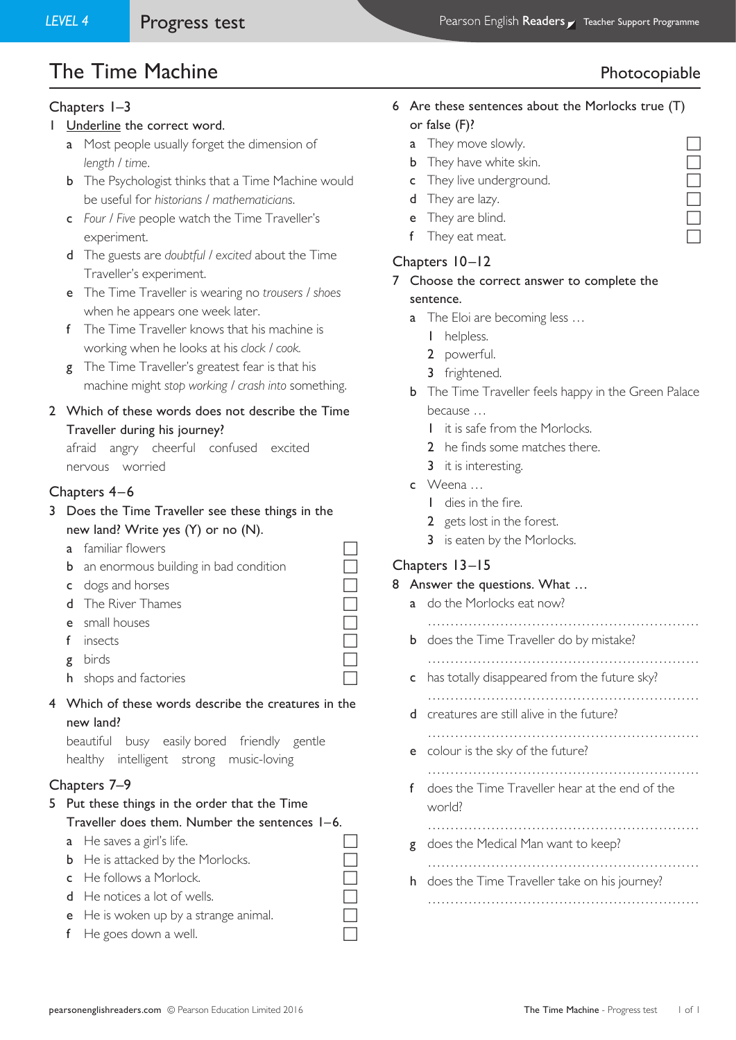# The Time Machine

Photocopiable

## Chapters 1–3

1 Underline the correct word.

- a Most people usually forget the dimension of *length* / *time*.
- b The Psychologist thinks that a Time Machine would be useful for *historians* / *mathematicians*.
- c *Four* / *Five* people watch the Time Traveller's experiment.
- d The guests are *doubtful* / *excited* about the Time Traveller's experiment.
- e The Time Traveller is wearing no *trousers* / *shoes* when he appears one week later.
- f The Time Traveller knows that his machine is working when he looks at his *clock* / *cook*.
- g The Time Traveller's greatest fear is that his machine might *stop working* / *crash into* something.

2 Which of these words does not describe the Time Traveller during his journey?

afraid angry cheerful confused excited nervous worried

## Chapters 4–6

3 Does the Time Traveller see these things in the new land? Write yes (Y) or no (N).

- a familiar flowers ☐
- b an enormous building in bad condition ☐
- c dogs and horses ☐
- d The River Thames ☐
- e small houses ☐
- f insects ☐
- g birds ☐
- h shops and factories ☐

4 Which of these words describe the creatures in the new land?

beautiful busy easily bored friendly gentle healthy intelligent strong music-loving

## Chapters 7–9

5 Put these things in the order that the Time Traveller does them. Number the sentences 1–6.

- a He saves a girl's life. ☐
- b He is attacked by the Morlocks. ☐
- c He follows a Morlock. ☐
- d He notices a lot of wells. ☐
- e He is woken up by a strange animal. ☐
- f He goes down a well. ☐

6 Are these sentences about the Morlocks true (T) or false (F)?

- a They move slowly. ☐
- b They have white skin. ☐
- c They live underground. ☐
- d They are lazy. ☐
- e They are blind. ☐
- f They eat meat. ☐

## Chapters 10–12

7 Choose the correct answer to complete the sentence.

- a The Eloi are becoming less …
  1 helpless.
  2 powerful.
  3 frightened.
- b The Time Traveller feels happy in the Green Palace because …
  1 it is safe from the Morlocks.
  2 he finds some matches there.
  3 it is interesting.
- c Weena …
  1 dies in the fire.
  2 gets lost in the forest.
  3 is eaten by the Morlocks.

## Chapters 13–15

8 Answer the questions. What …

- a do the Morlocks eat now?

  ..........................................................
- b does the Time Traveller do by mistake?

  ..........................................................
- c has totally disappeared from the future sky?

  ..........................................................
- d creatures are still alive in the future?

  ..........................................................
- e colour is the sky of the future?

  ..........................................................
- f does the Time Traveller hear at the end of the world?

  ..........................................................
- g does the Medical Man want to keep?

  ..........................................................
- h does the Time Traveller take on his journey?

  ..........................................................